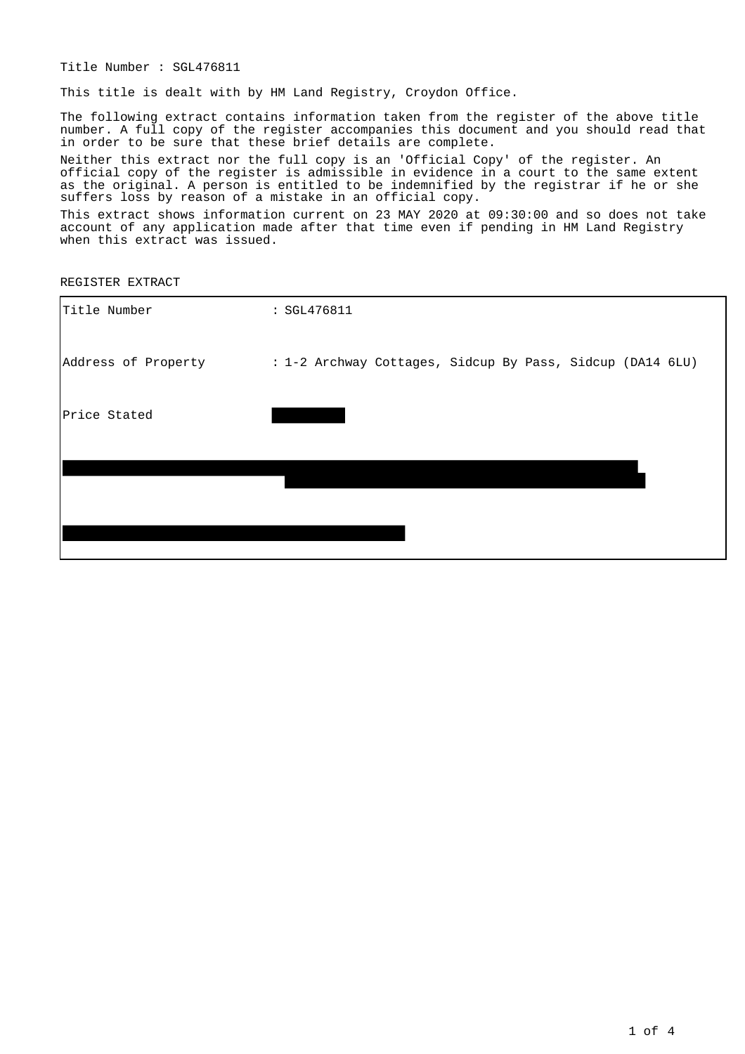Title Number : SGL476811

This title is dealt with by HM Land Registry, Croydon Office.

The following extract contains information taken from the register of the above title number. A full copy of the register accompanies this document and you should read that in order to be sure that these brief details are complete.

Neither this extract nor the full copy is an 'Official Copy' of the register. An official copy of the register is admissible in evidence in a court to the same extent as the original. A person is entitled to be indemnified by the registrar if he or she suffers loss by reason of a mistake in an official copy.

This extract shows information current on 23 MAY 2020 at 09:30:00 and so does not take account of any application made after that time even if pending in HM Land Registry when this extract was issued.

REGISTER EXTRACT

| | |
|---|---|
| Title Number | : SGL476811 |
| Address of Property | : 1-2 Archway Cottages, Sidcup By Pass, Sidcup (DA14 6LU) |
| Price Stated | |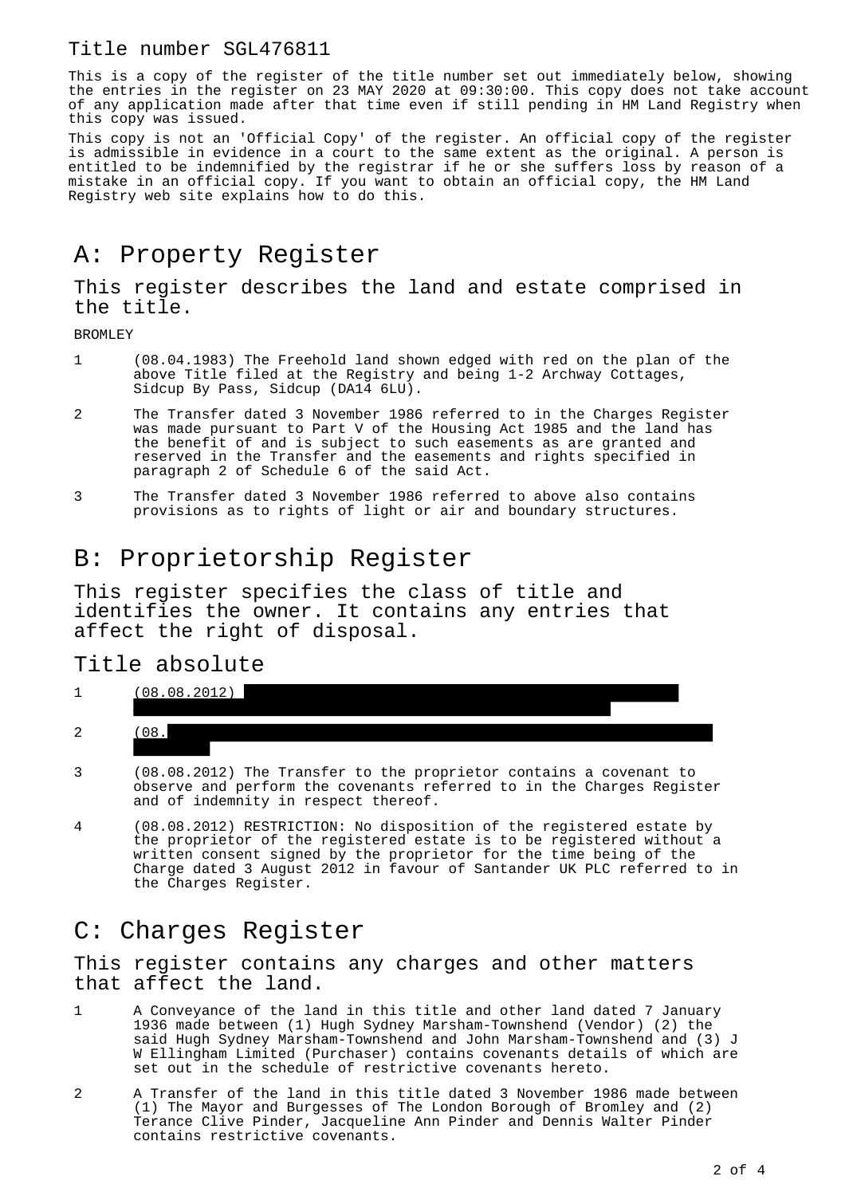# Title number SGL476811

This is a copy of the register of the title number set out immediately below, showing the entries in the register on 23 MAY 2020 at 09:30:00. This copy does not take account of any application made after that time even if still pending in HM Land Registry when this copy was issued.

This copy is not an 'Official Copy' of the register. An official copy of the register is admissible in evidence in a court to the same extent as the original. A person is entitled to be indemnified by the registrar if he or she suffers loss by reason of a mistake in an official copy. If you want to obtain an official copy, the HM Land Registry web site explains how to do this.

## A: Property Register

### This register describes the land and estate comprised in the title.

BROMLEY

1. (08.04.1983) The Freehold land shown edged with red on the plan of the above Title filed at the Registry and being 1-2 Archway Cottages, Sidcup By Pass, Sidcup (DA14 6LU).

2. The Transfer dated 3 November 1986 referred to in the Charges Register was made pursuant to Part V of the Housing Act 1985 and the land has the benefit of and is subject to such easements as are granted and reserved in the Transfer and the easements and rights specified in paragraph 2 of Schedule 6 of the said Act.

3. The Transfer dated 3 November 1986 referred to above also contains provisions as to rights of light or air and boundary structures.

## B: Proprietorship Register

### This register specifies the class of title and identifies the owner. It contains any entries that affect the right of disposal.

### Title absolute

1. (08.08.2012) [REDACTED]

2. (08. [REDACTED]

3. (08.08.2012) The Transfer to the proprietor contains a covenant to observe and perform the covenants referred to in the Charges Register and of indemnity in respect thereof.

4. (08.08.2012) RESTRICTION: No disposition of the registered estate by the proprietor of the registered estate is to be registered without a written consent signed by the proprietor for the time being of the Charge dated 3 August 2012 in favour of Santander UK PLC referred to in the Charges Register.

## C: Charges Register

### This register contains any charges and other matters that affect the land.

1. A Conveyance of the land in this title and other land dated 7 January 1936 made between (1) Hugh Sydney Marsham-Townshend (Vendor) (2) the said Hugh Sydney Marsham-Townshend and John Marsham-Townshend and (3) J W Ellingham Limited (Purchaser) contains covenants details of which are set out in the schedule of restrictive covenants hereto.

2. A Transfer of the land in this title dated 3 November 1986 made between (1) The Mayor and Burgesses of The London Borough of Bromley and (2) Terance Clive Pinder, Jacqueline Ann Pinder and Dennis Walter Pinder contains restrictive covenants.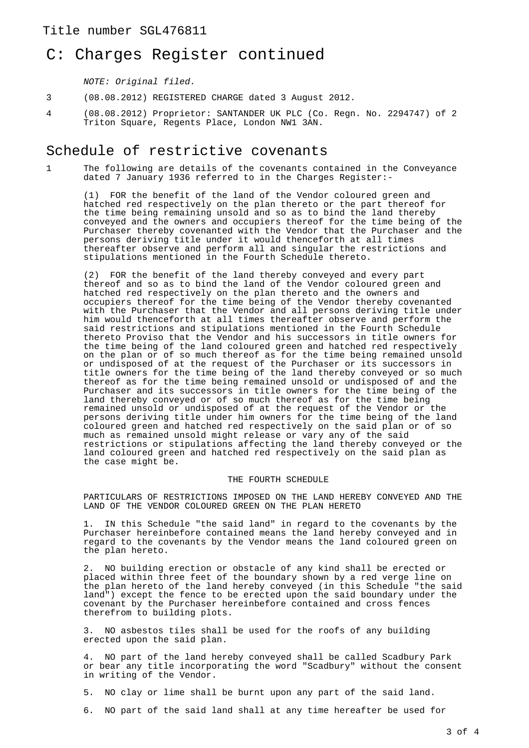Title number SGL476811

# C: Charges Register continued

*NOTE: Original filed.*

3 (08.08.2012) REGISTERED CHARGE dated 3 August 2012.

4 (08.08.2012) Proprietor: SANTANDER UK PLC (Co. Regn. No. 2294747) of 2 Triton Square, Regents Place, London NW1 3AN.

# Schedule of restrictive covenants

1 The following are details of the covenants contained in the Conveyance dated 7 January 1936 referred to in the Charges Register:-

(1) FOR the benefit of the land of the Vendor coloured green and hatched red respectively on the plan thereto or the part thereof for the time being remaining unsold and so as to bind the land thereby conveyed and the owners and occupiers thereof for the time being of the Purchaser thereby covenanted with the Vendor that the Purchaser and the persons deriving title under it would thenceforth at all times thereafter observe and perform all and singular the restrictions and stipulations mentioned in the Fourth Schedule thereto.

(2) FOR the benefit of the land thereby conveyed and every part thereof and so as to bind the land of the Vendor coloured green and hatched red respectively on the plan thereto and the owners and occupiers thereof for the time being of the Vendor thereby covenanted with the Purchaser that the Vendor and all persons deriving title under him would thenceforth at all times thereafter observe and perform the said restrictions and stipulations mentioned in the Fourth Schedule thereto Proviso that the Vendor and his successors in title owners for the time being of the land coloured green and hatched red respectively on the plan or of so much thereof as for the time being remained unsold or undisposed of at the request of the Purchaser or its successors in title owners for the time being of the land thereby conveyed or so much thereof as for the time being remained unsold or undisposed of and the Purchaser and its successors in title owners for the time being of the land thereby conveyed or of so much thereof as for the time being remained unsold or undisposed of at the request of the Vendor or the persons deriving title under him owners for the time being of the land coloured green and hatched red respectively on the said plan or of so much as remained unsold might release or vary any of the said restrictions or stipulations affecting the land thereby conveyed or the land coloured green and hatched red respectively on the said plan as the case might be.

THE FOURTH SCHEDULE

PARTICULARS OF RESTRICTIONS IMPOSED ON THE LAND HEREBY CONVEYED AND THE LAND OF THE VENDOR COLOURED GREEN ON THE PLAN HERETO

1. IN this Schedule "the said land" in regard to the covenants by the Purchaser hereinbefore contained means the land hereby conveyed and in regard to the covenants by the Vendor means the land coloured green on the plan hereto.

2. NO building erection or obstacle of any kind shall be erected or placed within three feet of the boundary shown by a red verge line on the plan hereto of the land hereby conveyed (in this Schedule "the said land") except the fence to be erected upon the said boundary under the covenant by the Purchaser hereinbefore contained and cross fences therefrom to building plots.

3. NO asbestos tiles shall be used for the roofs of any building erected upon the said plan.

4. NO part of the land hereby conveyed shall be called Scadbury Park or bear any title incorporating the word "Scadbury" without the consent in writing of the Vendor.

5. NO clay or lime shall be burnt upon any part of the said land.

6. NO part of the said land shall at any time hereafter be used for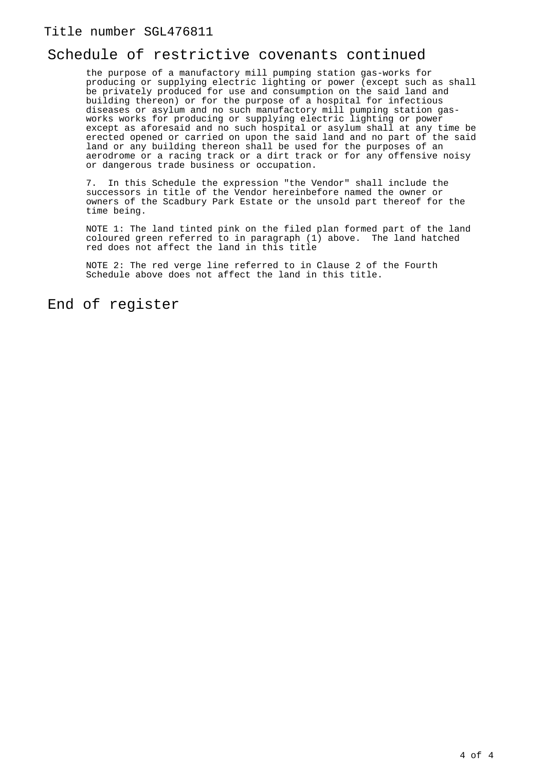Title number SGL476811

## Schedule of restrictive covenants continued

the purpose of a manufactory mill pumping station gas-works for producing or supplying electric lighting or power (except such as shall be privately produced for use and consumption on the said land and building thereon) or for the purpose of a hospital for infectious diseases or asylum and no such manufactory mill pumping station gas-works works for producing or supplying electric lighting or power except as aforesaid and no such hospital or asylum shall at any time be erected opened or carried on upon the said land and no part of the said land or any building thereon shall be used for the purposes of an aerodrome or a racing track or a dirt track or for any offensive noisy or dangerous trade business or occupation.

7. In this Schedule the expression "the Vendor" shall include the successors in title of the Vendor hereinbefore named the owner or owners of the Scadbury Park Estate or the unsold part thereof for the time being.

NOTE 1: The land tinted pink on the filed plan formed part of the land coloured green referred to in paragraph (1) above. The land hatched red does not affect the land in this title

NOTE 2: The red verge line referred to in Clause 2 of the Fourth Schedule above does not affect the land in this title.

## End of register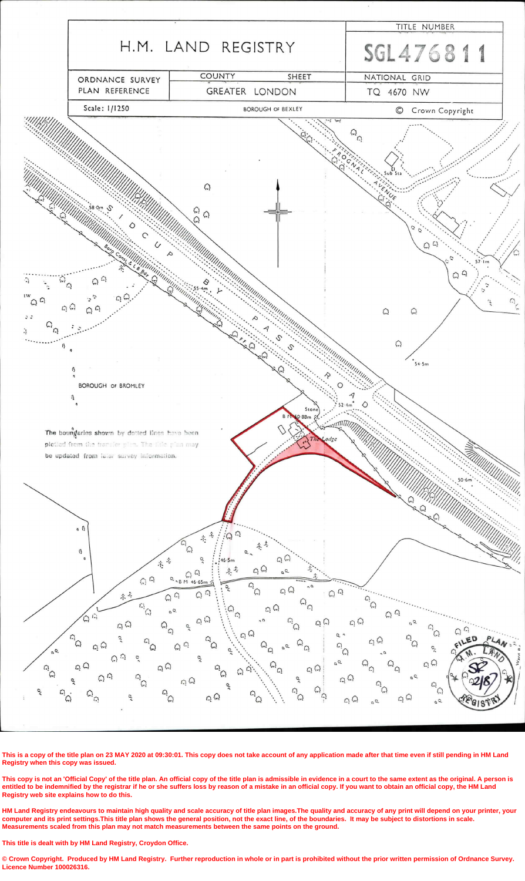| H.M. LAND REGISTRY | TITLE NUMBER SGL476811 |
|---|---|
| ORDNANCE SURVEY PLAN REFERENCE — COUNTY: GREATER LONDON — SHEET | NATIONAL GRID TQ 4670 NW |
| Scale: 1/1250 — BOROUGH OF BEXLEY | © Crown Copyright |

SIDCUP BY PASS ROAD

FROGNAL AVENUE

El Sub Sta

58·0m

55·4m

57·1m

54·5m

52·4m

50·6m

46·5m

B M 50·88m

B M 46·65m

Boro Const & LB Bdy

BOROUGH OF BROMLEY

Stone

The Lodge

The boundaries shown by dotted lines have been plotted from the transfer plan. The title plan may be updated from later survey information.

FILED PLAN H.M. LAND REGISTRY SP 2187

**This is a copy of the title plan on 23 MAY 2020 at 09:30:01. This copy does not take account of any application made after that time even if still pending in HM Land Registry when this copy was issued.**

**This copy is not an 'Official Copy' of the title plan. An official copy of the title plan is admissible in evidence in a court to the same extent as the original. A person is entitled to be indemnified by the registrar if he or she suffers loss by reason of a mistake in an official copy. If you want to obtain an official copy, the HM Land Registry web site explains how to do this.**

**HM Land Registry endeavours to maintain high quality and scale accuracy of title plan images.The quality and accuracy of any print will depend on your printer, your computer and its print settings.This title plan shows the general position, not the exact line, of the boundaries. It may be subject to distortions in scale. Measurements scaled from this plan may not match measurements between the same points on the ground.**

**This title is dealt with by HM Land Registry, Croydon Office.**

**© Crown Copyright. Produced by HM Land Registry. Further reproduction in whole or in part is prohibited without the prior written permission of Ordnance Survey. Licence Number 100026316.**